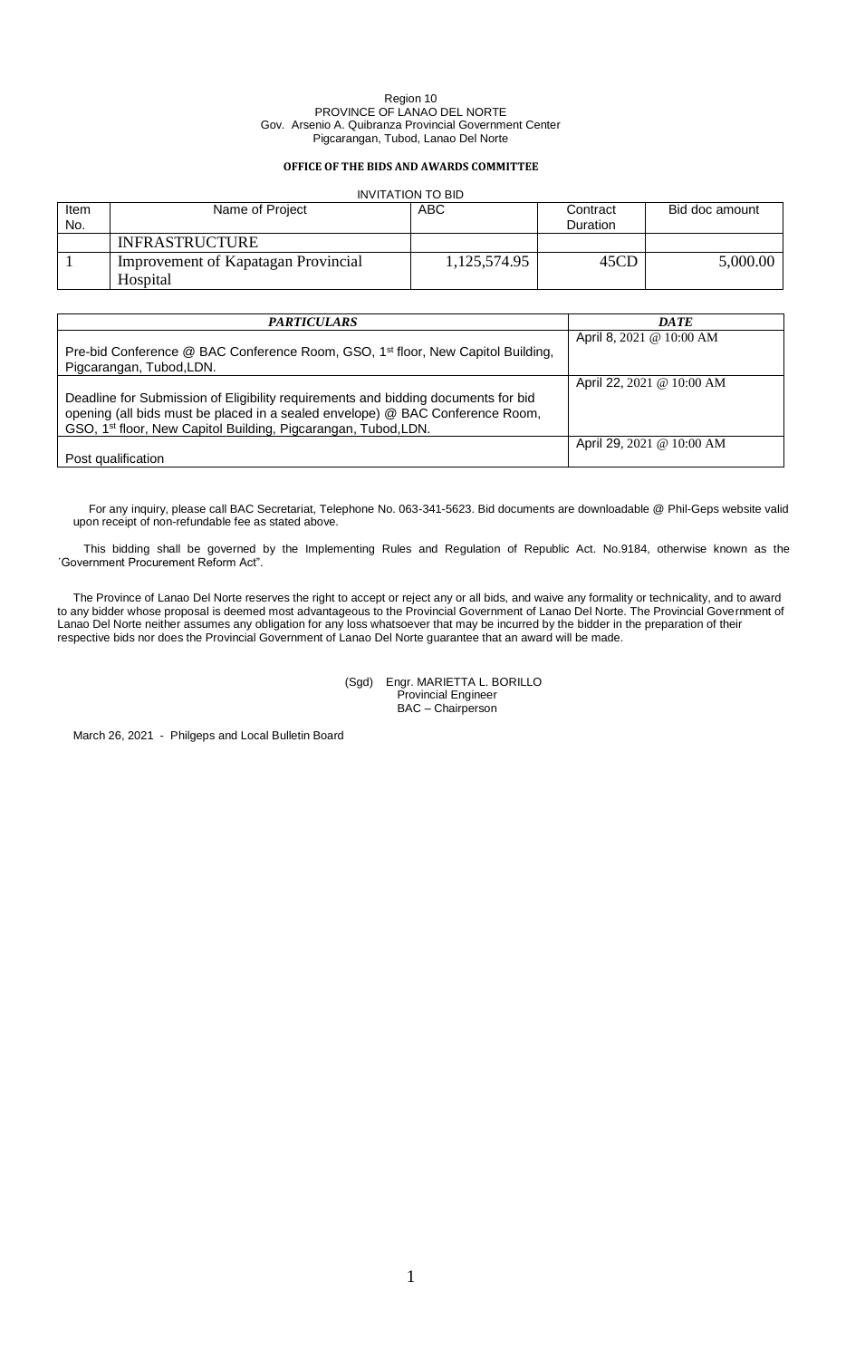Region 10
PROVINCE OF LANAO DEL NORTE
Gov. Arsenio A. Quibranza Provincial Government Center
Pigcarangan, Tubod, Lanao Del Norte

**OFFICE OF THE BIDS AND AWARDS COMMITTEE**

INVITATION TO BID

| Item No. | Name of Project | ABC | Contract Duration | Bid doc amount |
|---|---|---|---|---|
| | INFRASTRUCTURE | | | |
| 1 | Improvement of Kapatagan Provincial Hospital | 1,125,574.95 | 45CD | 5,000.00 |

| ***PARTICULARS*** | ***DATE*** |
|---|---|
| Pre-bid Conference @ BAC Conference Room, GSO, 1st floor, New Capitol Building, Pigcarangan, Tubod,LDN. | April 8, 2021 @ 10:00 AM |
| Deadline for Submission of Eligibility requirements and bidding documents for bid opening (all bids must be placed in a sealed envelope) @ BAC Conference Room, GSO, 1st floor, New Capitol Building, Pigcarangan, Tubod,LDN. | April 22, 2021 @ 10:00 AM |
| Post qualification | April 29, 2021 @ 10:00 AM |

For any inquiry, please call BAC Secretariat, Telephone No. 063-341-5623. Bid documents are downloadable @ Phil-Geps website valid upon receipt of non-refundable fee as stated above.

This bidding shall be governed by the Implementing Rules and Regulation of Republic Act. No.9184, otherwise known as the ´Government Procurement Reform Act".

The Province of Lanao Del Norte reserves the right to accept or reject any or all bids, and waive any formality or technicality, and to award to any bidder whose proposal is deemed most advantageous to the Provincial Government of Lanao Del Norte. The Provincial Government of Lanao Del Norte neither assumes any obligation for any loss whatsoever that may be incurred by the bidder in the preparation of their respective bids nor does the Provincial Government of Lanao Del Norte guarantee that an award will be made.

(Sgd) Engr. MARIETTA L. BORILLO
Provincial Engineer
BAC – Chairperson

March 26, 2021 - Philgeps and Local Bulletin Board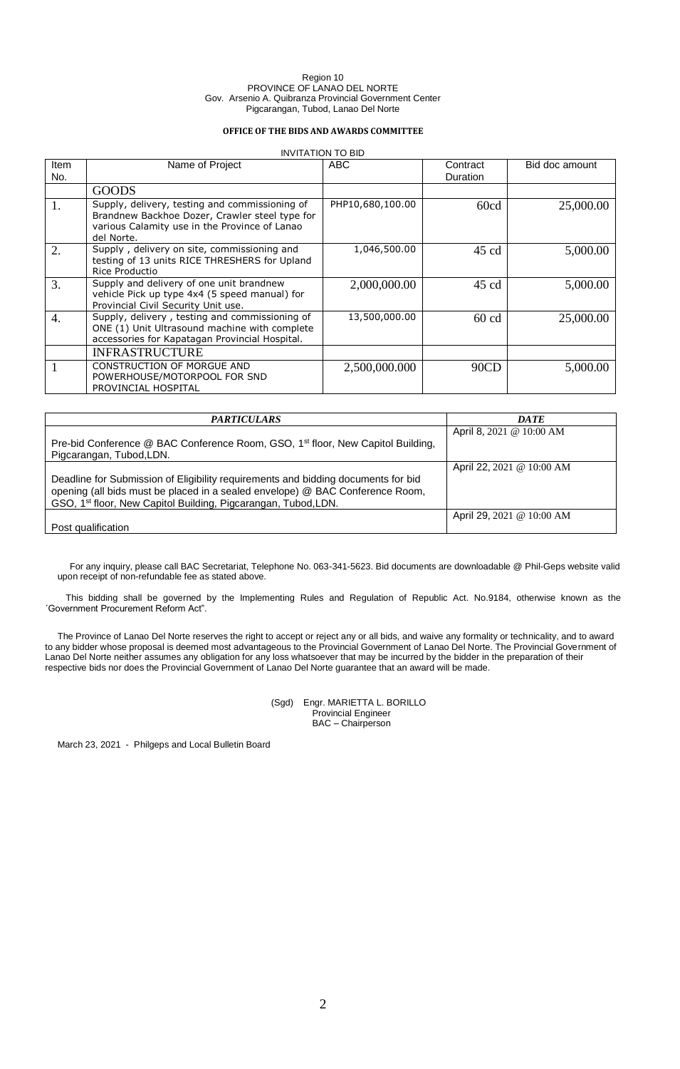Region 10
PROVINCE OF LANAO DEL NORTE
Gov. Arsenio A. Quibranza Provincial Government Center
Pigcarangan, Tubod, Lanao Del Norte

**OFFICE OF THE BIDS AND AWARDS COMMITTEE**

INVITATION TO BID

| Item No. | Name of Project | ABC | Contract Duration | Bid doc amount |
|---|---|---|---|---|
| | GOODS | | | |
| 1. | Supply, delivery, testing and commissioning of Brandnew Backhoe Dozer, Crawler steel type for various Calamity use in the Province of Lanao del Norte. | PHP10,680,100.00 | 60cd | 25,000.00 |
| 2. | Supply , delivery on site, commissioning and testing of 13 units RICE THRESHERS for Upland Rice Productio | 1,046,500.00 | 45 cd | 5,000.00 |
| 3. | Supply and delivery of one unit brandnew vehicle Pick up type 4x4 (5 speed manual) for Provincial Civil Security Unit use. | 2,000,000.00 | 45 cd | 5,000.00 |
| 4. | Supply, delivery , testing and commissioning of ONE (1) Unit Ultrasound machine with complete accessories for Kapatagan Provincial Hospital. | 13,500,000.00 | 60 cd | 25,000.00 |
| | INFRASTRUCTURE | | | |
| 1 | CONSTRUCTION OF MORGUE AND POWERHOUSE/MOTORPOOL FOR SND PROVINCIAL HOSPITAL | 2,500,000.000 | 90CD | 5,000.00 |

| *PARTICULARS* | *DATE* |
|---|---|
| Pre-bid Conference @ BAC Conference Room, GSO, 1st floor, New Capitol Building, Pigcarangan, Tubod,LDN. | April 8, 2021 @ 10:00 AM |
| Deadline for Submission of Eligibility requirements and bidding documents for bid opening (all bids must be placed in a sealed envelope) @ BAC Conference Room, GSO, 1st floor, New Capitol Building, Pigcarangan, Tubod,LDN. | April 22, 2021 @ 10:00 AM |
| Post qualification | April 29, 2021 @ 10:00 AM |

For any inquiry, please call BAC Secretariat, Telephone No. 063-341-5623. Bid documents are downloadable @ Phil-Geps website valid upon receipt of non-refundable fee as stated above.

This bidding shall be governed by the Implementing Rules and Regulation of Republic Act. No.9184, otherwise known as the ´Government Procurement Reform Act".

The Province of Lanao Del Norte reserves the right to accept or reject any or all bids, and waive any formality or technicality, and to award to any bidder whose proposal is deemed most advantageous to the Provincial Government of Lanao Del Norte. The Provincial Government of Lanao Del Norte neither assumes any obligation for any loss whatsoever that may be incurred by the bidder in the preparation of their respective bids nor does the Provincial Government of Lanao Del Norte guarantee that an award will be made.

(Sgd) Engr. MARIETTA L. BORILLO
Provincial Engineer
BAC – Chairperson

March 23, 2021 - Philgeps and Local Bulletin Board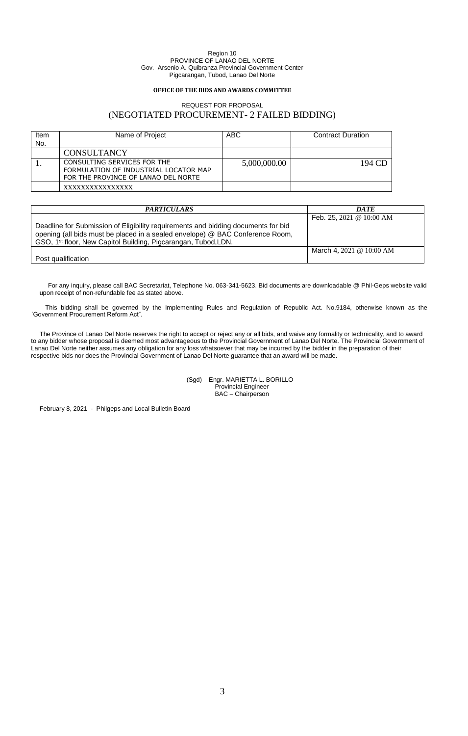Region 10
PROVINCE OF LANAO DEL NORTE
Gov. Arsenio A. Quibranza Provincial Government Center
Pigcarangan, Tubod, Lanao Del Norte

**OFFICE OF THE BIDS AND AWARDS COMMITTEE**

REQUEST FOR PROPOSAL

# (NEGOTIATED PROCUREMENT- 2 FAILED BIDDING)

| Item No. | Name of Project | ABC | Contract Duration |
|---|---|---|---|
| | CONSULTANCY | | |
| 1. | CONSULTING SERVICES FOR THE FORMULATION OF INDUSTRIAL LOCATOR MAP FOR THE PROVINCE OF LANAO DEL NORTE | 5,000,000.00 | 194 CD |
| | xxxxxxxxxxxxxxxx | | |

| *PARTICULARS* | *DATE* |
|---|---|
| Deadline for Submission of Eligibility requirements and bidding documents for bid opening (all bids must be placed in a sealed envelope) @ BAC Conference Room, GSO, 1st floor, New Capitol Building, Pigcarangan, Tubod,LDN. | Feb. 25, 2021 @ 10:00 AM |
| Post qualification | March 4, 2021 @ 10:00 AM |

For any inquiry, please call BAC Secretariat, Telephone No. 063-341-5623. Bid documents are downloadable @ Phil-Geps website valid upon receipt of non-refundable fee as stated above.

This bidding shall be governed by the Implementing Rules and Regulation of Republic Act. No.9184, otherwise known as the ´Government Procurement Reform Act".

The Province of Lanao Del Norte reserves the right to accept or reject any or all bids, and waive any formality or technicality, and to award to any bidder whose proposal is deemed most advantageous to the Provincial Government of Lanao Del Norte. The Provincial Government of Lanao Del Norte neither assumes any obligation for any loss whatsoever that may be incurred by the bidder in the preparation of their respective bids nor does the Provincial Government of Lanao Del Norte guarantee that an award will be made.

(Sgd) Engr. MARIETTA L. BORILLO
Provincial Engineer
BAC – Chairperson

February 8, 2021 - Philgeps and Local Bulletin Board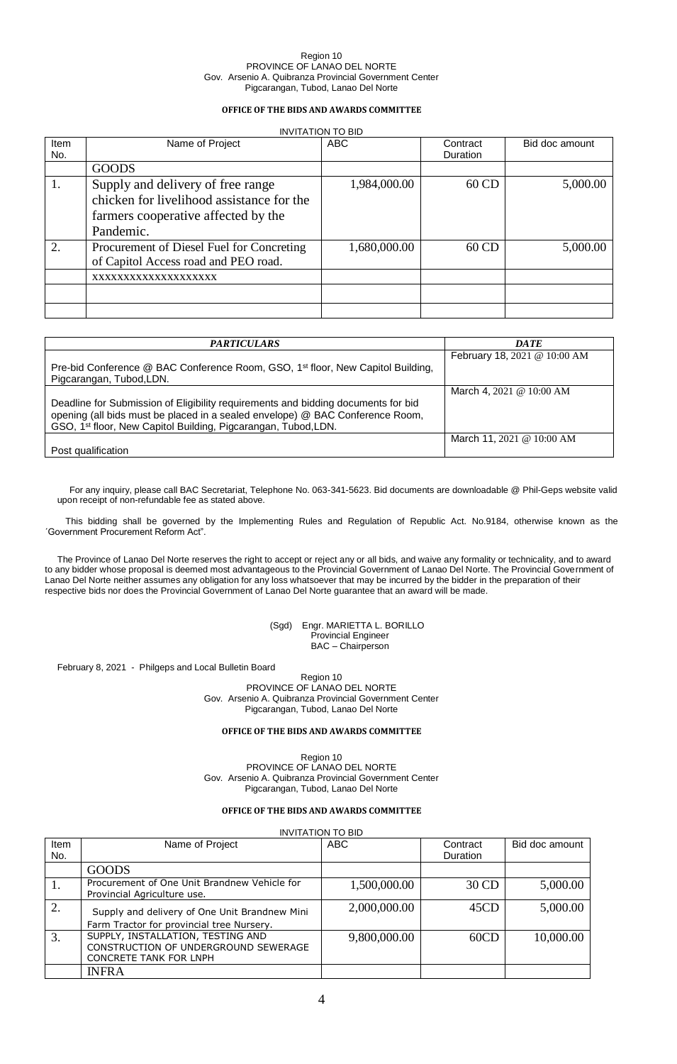Region 10
PROVINCE OF LANAO DEL NORTE
Gov. Arsenio A. Quibranza Provincial Government Center
Pigcarangan, Tubod, Lanao Del Norte

**OFFICE OF THE BIDS AND AWARDS COMMITTEE**

INVITATION TO BID

| Item No. | Name of Project | ABC | Contract Duration | Bid doc amount |
|---|---|---|---|---|
| | GOODS | | | |
| 1. | Supply and delivery of free range chicken for livelihood assistance for the farmers cooperative affected by the Pandemic. | 1,984,000.00 | 60 CD | 5,000.00 |
| 2. | Procurement of Diesel Fuel for Concreting of Capitol Access road and PEO road. | 1,680,000.00 | 60 CD | 5,000.00 |
| | xxxxxxxxxxxxxxxxxxx | | | |
| | | | | |
| | | | | |

| *PARTICULARS* | *DATE* |
|---|---|
| Pre-bid Conference @ BAC Conference Room, GSO, 1st floor, New Capitol Building, Pigcarangan, Tubod,LDN. | February 18, 2021 @ 10:00 AM |
| Deadline for Submission of Eligibility requirements and bidding documents for bid opening (all bids must be placed in a sealed envelope) @ BAC Conference Room, GSO, 1st floor, New Capitol Building, Pigcarangan, Tubod,LDN. | March 4, 2021 @ 10:00 AM |
| Post qualification | March 11, 2021 @ 10:00 AM |

For any inquiry, please call BAC Secretariat, Telephone No. 063-341-5623. Bid documents are downloadable @ Phil-Geps website valid upon receipt of non-refundable fee as stated above.

This bidding shall be governed by the Implementing Rules and Regulation of Republic Act. No.9184, otherwise known as the ´Government Procurement Reform Act".

The Province of Lanao Del Norte reserves the right to accept or reject any or all bids, and waive any formality or technicality, and to award to any bidder whose proposal is deemed most advantageous to the Provincial Government of Lanao Del Norte. The Provincial Government of Lanao Del Norte neither assumes any obligation for any loss whatsoever that may be incurred by the bidder in the preparation of their respective bids nor does the Provincial Government of Lanao Del Norte guarantee that an award will be made.

(Sgd) Engr. MARIETTA L. BORILLO
Provincial Engineer
BAC – Chairperson

February 8, 2021 - Philgeps and Local Bulletin Board

Region 10
PROVINCE OF LANAO DEL NORTE
Gov. Arsenio A. Quibranza Provincial Government Center
Pigcarangan, Tubod, Lanao Del Norte

**OFFICE OF THE BIDS AND AWARDS COMMITTEE**

Region 10
PROVINCE OF LANAO DEL NORTE
Gov. Arsenio A. Quibranza Provincial Government Center
Pigcarangan, Tubod, Lanao Del Norte

**OFFICE OF THE BIDS AND AWARDS COMMITTEE**

INVITATION TO BID

| Item No. | Name of Project | ABC | Contract Duration | Bid doc amount |
|---|---|---|---|---|
| | GOODS | | | |
| 1. | Procurement of One Unit Brandnew Vehicle for Provincial Agriculture use. | 1,500,000.00 | 30 CD | 5,000.00 |
| 2. | Supply and delivery of One Unit Brandnew Mini Farm Tractor for provincial tree Nursery. | 2,000,000.00 | 45CD | 5,000.00 |
| 3. | SUPPLY, INSTALLATION, TESTING AND CONSTRUCTION OF UNDERGROUND SEWERAGE CONCRETE TANK FOR LNPH | 9,800,000.00 | 60CD | 10,000.00 |
| | INFRA | | | |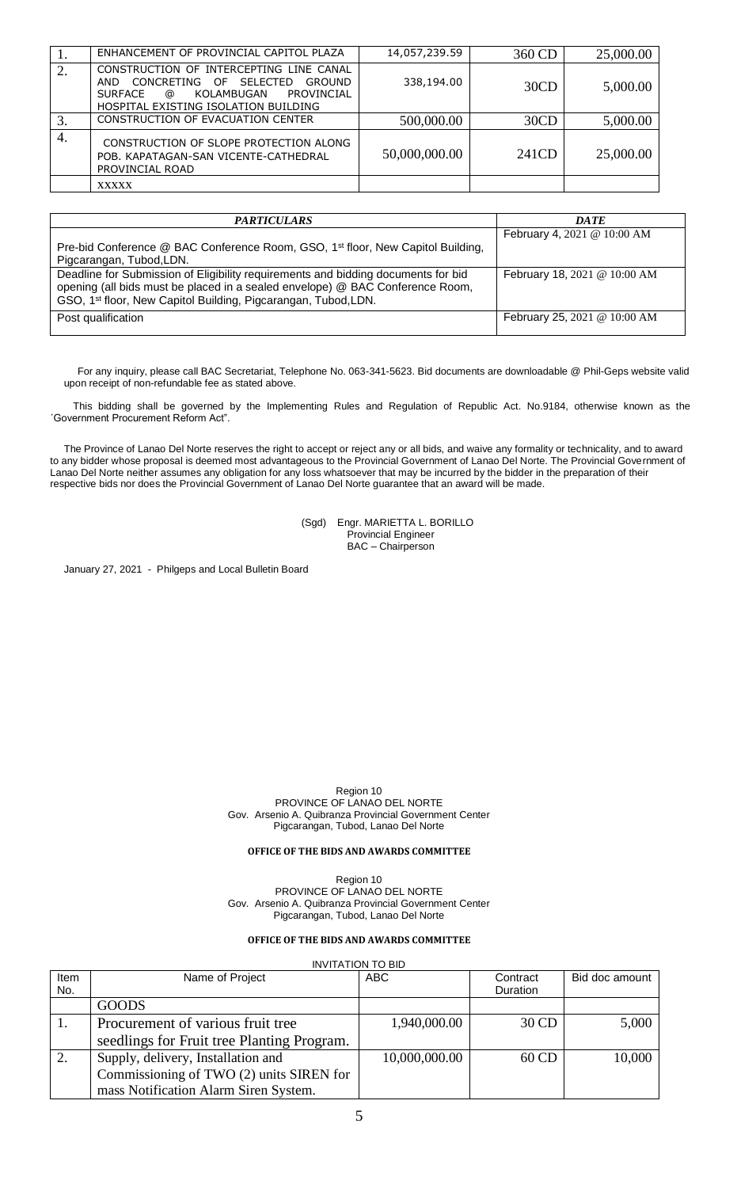| | | | | |
|---|---|---|---|---|
| 1. | ENHANCEMENT OF PROVINCIAL CAPITOL PLAZA | 14,057,239.59 | 360 CD | 25,000.00 |
| 2. | CONSTRUCTION OF INTERCEPTING LINE CANAL AND CONCRETING OF SELECTED GROUND SURFACE @ KOLAMBUGAN PROVINCIAL HOSPITAL EXISTING ISOLATION BUILDING | 338,194.00 | 30CD | 5,000.00 |
| 3. | CONSTRUCTION OF EVACUATION CENTER | 500,000.00 | 30CD | 5,000.00 |
| 4. | CONSTRUCTION OF SLOPE PROTECTION ALONG POB. KAPATAGAN-SAN VICENTE-CATHEDRAL PROVINCIAL ROAD | 50,000,000.00 | 241CD | 25,000.00 |
| | XXXXX | | | |

| ***PARTICULARS*** | ***DATE*** |
|---|---|
| Pre-bid Conference @ BAC Conference Room, GSO, 1st floor, New Capitol Building, Pigcarangan, Tubod,LDN. | February 4, 2021 @ 10:00 AM |
| Deadline for Submission of Eligibility requirements and bidding documents for bid opening (all bids must be placed in a sealed envelope) @ BAC Conference Room, GSO, 1st floor, New Capitol Building, Pigcarangan, Tubod,LDN. | February 18, 2021 @ 10:00 AM |
| Post qualification | February 25, 2021 @ 10:00 AM |

For any inquiry, please call BAC Secretariat, Telephone No. 063-341-5623. Bid documents are downloadable @ Phil-Geps website valid upon receipt of non-refundable fee as stated above.

This bidding shall be governed by the Implementing Rules and Regulation of Republic Act. No.9184, otherwise known as the ´Government Procurement Reform Act".

The Province of Lanao Del Norte reserves the right to accept or reject any or all bids, and waive any formality or technicality, and to award to any bidder whose proposal is deemed most advantageous to the Provincial Government of Lanao Del Norte. The Provincial Government of Lanao Del Norte neither assumes any obligation for any loss whatsoever that may be incurred by the bidder in the preparation of their respective bids nor does the Provincial Government of Lanao Del Norte guarantee that an award will be made.

(Sgd) Engr. MARIETTA L. BORILLO
Provincial Engineer
BAC – Chairperson

January 27, 2021 - Philgeps and Local Bulletin Board

Region 10
PROVINCE OF LANAO DEL NORTE
Gov. Arsenio A. Quibranza Provincial Government Center
Pigcarangan, Tubod, Lanao Del Norte

**OFFICE OF THE BIDS AND AWARDS COMMITTEE**

Region 10
PROVINCE OF LANAO DEL NORTE
Gov. Arsenio A. Quibranza Provincial Government Center
Pigcarangan, Tubod, Lanao Del Norte

**OFFICE OF THE BIDS AND AWARDS COMMITTEE**

INVITATION TO BID

| Item No. | Name of Project | ABC | Contract Duration | Bid doc amount |
|---|---|---|---|---|
| | GOODS | | | |
| 1. | Procurement of various fruit tree seedlings for Fruit tree Planting Program. | 1,940,000.00 | 30 CD | 5,000 |
| 2. | Supply, delivery, Installation and Commissioning of TWO (2) units SIREN for mass Notification Alarm Siren System. | 10,000,000.00 | 60 CD | 10,000 |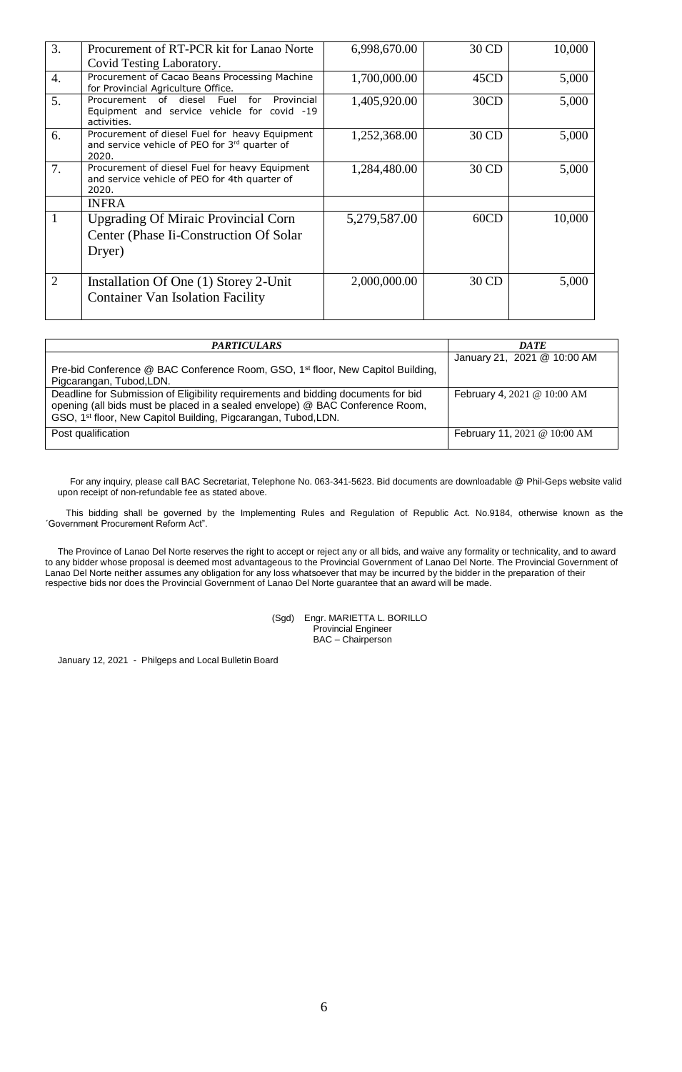| | | | | |
|---|---|---|---|---|
| 3. | Procurement of RT-PCR kit for Lanao Norte Covid Testing Laboratory. | 6,998,670.00 | 30 CD | 10,000 |
| 4. | Procurement of Cacao Beans Processing Machine for Provincial Agriculture Office. | 1,700,000.00 | 45CD | 5,000 |
| 5. | Procurement of diesel Fuel for Provincial Equipment and service vehicle for covid -19 activities. | 1,405,920.00 | 30CD | 5,000 |
| 6. | Procurement of diesel Fuel for heavy Equipment and service vehicle of PEO for 3rd quarter of 2020. | 1,252,368.00 | 30 CD | 5,000 |
| 7. | Procurement of diesel Fuel for heavy Equipment and service vehicle of PEO for 4th quarter of 2020. | 1,284,480.00 | 30 CD | 5,000 |
| | INFRA | | | |
| 1 | Upgrading Of Miraic Provincial Corn Center (Phase Ii-Construction Of Solar Dryer) | 5,279,587.00 | 60CD | 10,000 |
| 2 | Installation Of One (1) Storey 2-Unit Container Van Isolation Facility | 2,000,000.00 | 30 CD | 5,000 |

| ***PARTICULARS*** | ***DATE*** |
|---|---|
| Pre-bid Conference @ BAC Conference Room, GSO, 1st floor, New Capitol Building, Pigcarangan, Tubod,LDN. | January 21, 2021 @ 10:00 AM |
| Deadline for Submission of Eligibility requirements and bidding documents for bid opening (all bids must be placed in a sealed envelope) @ BAC Conference Room, GSO, 1st floor, New Capitol Building, Pigcarangan, Tubod,LDN. | February 4, 2021 @ 10:00 AM |
| Post qualification | February 11, 2021 @ 10:00 AM |

For any inquiry, please call BAC Secretariat, Telephone No. 063-341-5623. Bid documents are downloadable @ Phil-Geps website valid upon receipt of non-refundable fee as stated above.

This bidding shall be governed by the Implementing Rules and Regulation of Republic Act. No.9184, otherwise known as the ´Government Procurement Reform Act".

The Province of Lanao Del Norte reserves the right to accept or reject any or all bids, and waive any formality or technicality, and to award to any bidder whose proposal is deemed most advantageous to the Provincial Government of Lanao Del Norte. The Provincial Government of Lanao Del Norte neither assumes any obligation for any loss whatsoever that may be incurred by the bidder in the preparation of their respective bids nor does the Provincial Government of Lanao Del Norte guarantee that an award will be made.

(Sgd) Engr. MARIETTA L. BORILLO
Provincial Engineer
BAC – Chairperson

January 12, 2021 - Philgeps and Local Bulletin Board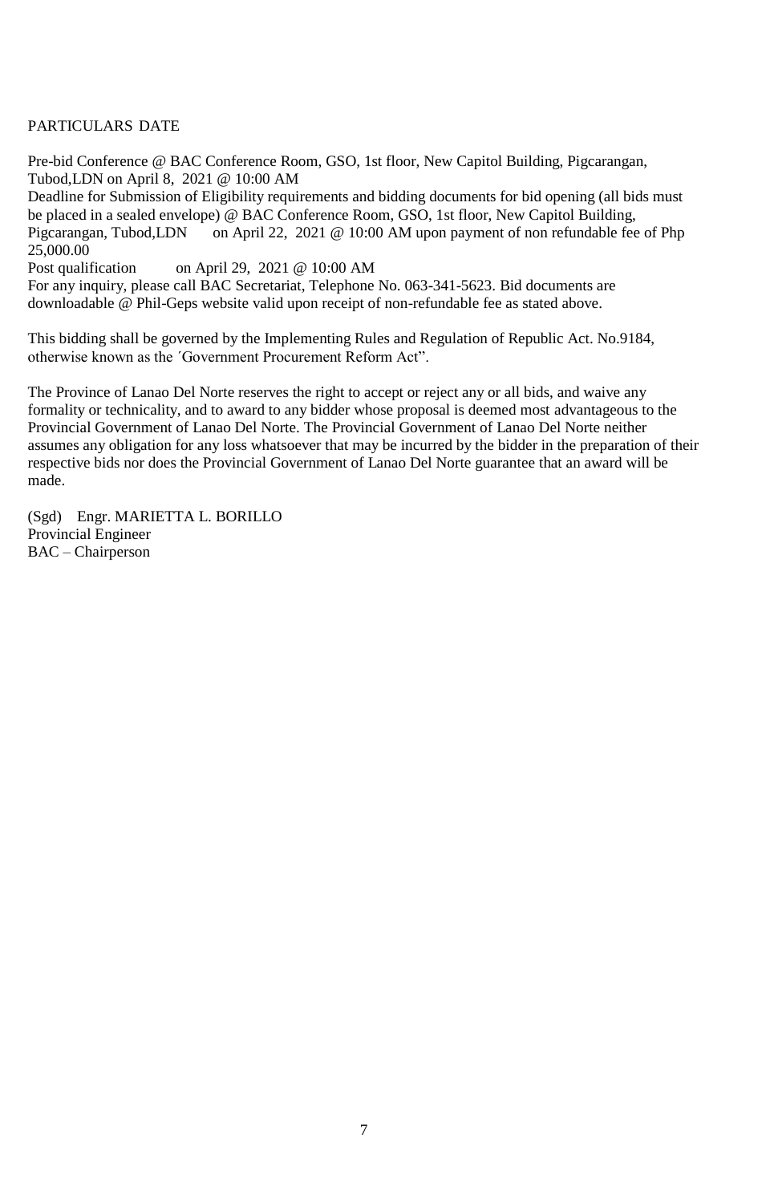PARTICULARS DATE

Pre-bid Conference @ BAC Conference Room, GSO, 1st floor, New Capitol Building, Pigcarangan, Tubod,LDN on April 8, 2021 @ 10:00 AM

Deadline for Submission of Eligibility requirements and bidding documents for bid opening (all bids must be placed in a sealed envelope) @ BAC Conference Room, GSO, 1st floor, New Capitol Building, Pigcarangan, Tubod,LDN on April 22, 2021 @ 10:00 AM upon payment of non refundable fee of Php 25,000.00

Post qualification on April 29, 2021 @ 10:00 AM

For any inquiry, please call BAC Secretariat, Telephone No. 063-341-5623. Bid documents are downloadable @ Phil-Geps website valid upon receipt of non-refundable fee as stated above.

This bidding shall be governed by the Implementing Rules and Regulation of Republic Act. No.9184, otherwise known as the ´Government Procurement Reform Act".

The Province of Lanao Del Norte reserves the right to accept or reject any or all bids, and waive any formality or technicality, and to award to any bidder whose proposal is deemed most advantageous to the Provincial Government of Lanao Del Norte. The Provincial Government of Lanao Del Norte neither assumes any obligation for any loss whatsoever that may be incurred by the bidder in the preparation of their respective bids nor does the Provincial Government of Lanao Del Norte guarantee that an award will be made.

(Sgd) Engr. MARIETTA L. BORILLO
Provincial Engineer
BAC – Chairperson